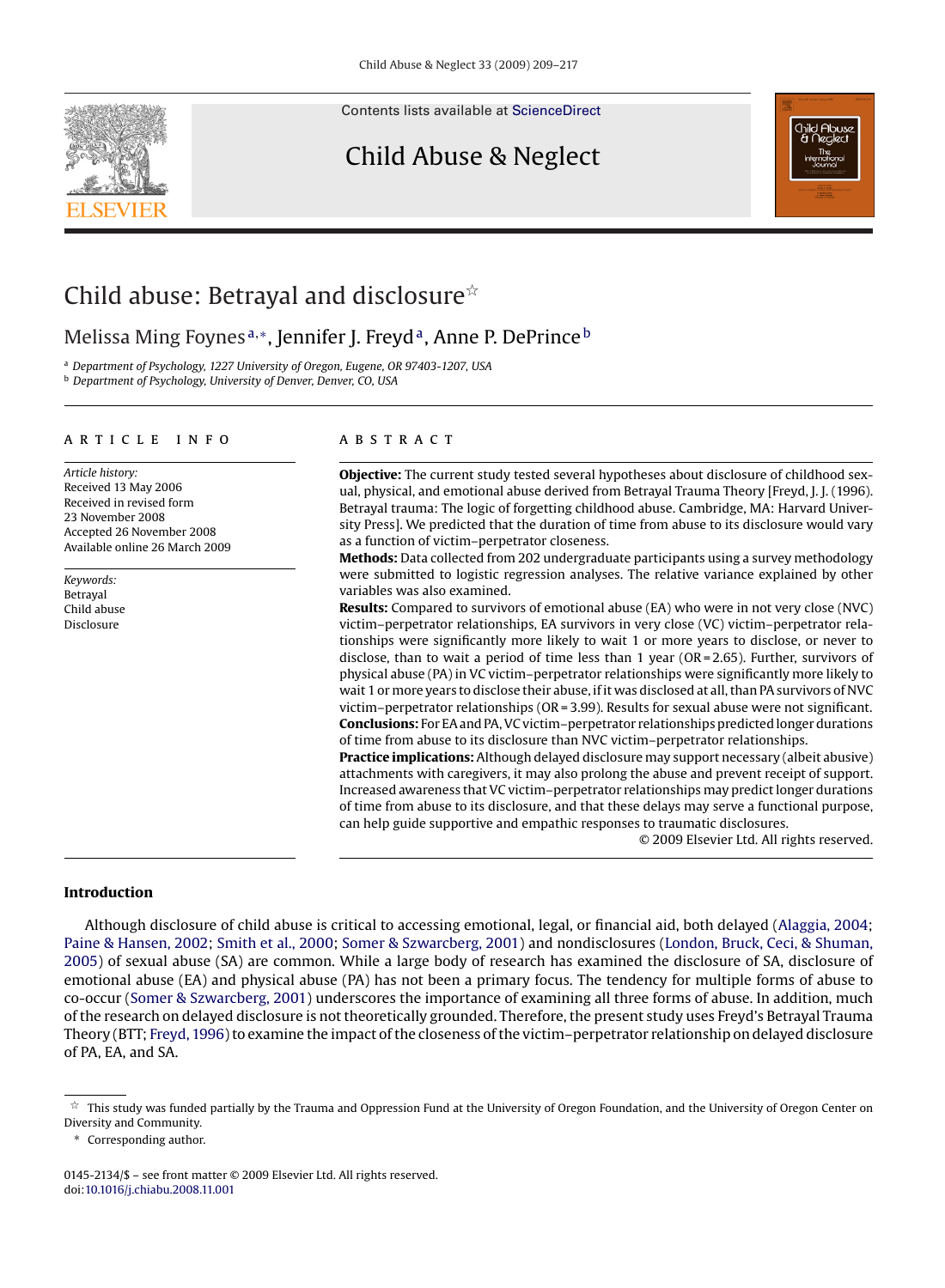# Child abuse: Betrayal and disclosure☆

Melissa Ming Foynes[a,*], Jennifer J. Freyd[a], Anne P. DePrince[b]

[a] Department of Psychology, 1227 University of Oregon, Eugene, OR 97403-1207, USA
[b] Department of Psychology, University of Denver, Denver, CO, USA

**ARTICLE INFO**

*Article history:*
Received 13 May 2006
Received in revised form
23 November 2008
Accepted 26 November 2008
Available online 26 March 2009

*Keywords:*
Betrayal
Child abuse
Disclosure

**ABSTRACT**

**Objective:** The current study tested several hypotheses about disclosure of childhood sexual, physical, and emotional abuse derived from Betrayal Trauma Theory [Freyd, J. J. (1996). Betrayal trauma: The logic of forgetting childhood abuse. Cambridge, MA: Harvard University Press]. We predicted that the duration of time from abuse to its disclosure would vary as a function of victim–perpetrator closeness.

**Methods:** Data collected from 202 undergraduate participants using a survey methodology were submitted to logistic regression analyses. The relative variance explained by other variables was also examined.

**Results:** Compared to survivors of emotional abuse (EA) who were in not very close (NVC) victim–perpetrator relationships, EA survivors in very close (VC) victim–perpetrator relationships were significantly more likely to wait 1 or more years to disclose, or never to disclose, than to wait a period of time less than 1 year (OR = 2.65). Further, survivors of physical abuse (PA) in VC victim–perpetrator relationships were significantly more likely to wait 1 or more years to disclose their abuse, if it was disclosed at all, than PA survivors of NVC victim–perpetrator relationships (OR = 3.99). Results for sexual abuse were not significant.

**Conclusions:** For EA and PA, VC victim–perpetrator relationships predicted longer durations of time from abuse to its disclosure than NVC victim–perpetrator relationships.

**Practice implications:** Although delayed disclosure may support necessary (albeit abusive) attachments with caregivers, it may also prolong the abuse and prevent receipt of support. Increased awareness that VC victim–perpetrator relationships may predict longer durations of time from abuse to its disclosure, and that these delays may serve a functional purpose, can help guide supportive and empathic responses to traumatic disclosures.

© 2009 Elsevier Ltd. All rights reserved.

## Introduction

Although disclosure of child abuse is critical to accessing emotional, legal, or financial aid, both delayed (Alaggia, 2004; Paine & Hansen, 2002; Smith et al., 2000; Somer & Szwarcberg, 2001) and nondisclosures (London, Bruck, Ceci, & Shuman, 2005) of sexual abuse (SA) are common. While a large body of research has examined the disclosure of SA, disclosure of emotional abuse (EA) and physical abuse (PA) has not been a primary focus. The tendency for multiple forms of abuse to co-occur (Somer & Szwarcberg, 2001) underscores the importance of examining all three forms of abuse. In addition, much of the research on delayed disclosure is not theoretically grounded. Therefore, the present study uses Freyd's Betrayal Trauma Theory (BTT; Freyd, 1996) to examine the impact of the closeness of the victim–perpetrator relationship on delayed disclosure of PA, EA, and SA.

☆ This study was funded partially by the Trauma and Oppression Fund at the University of Oregon Foundation, and the University of Oregon Center on Diversity and Community.

\* Corresponding author.

0145-2134/$ – see front matter © 2009 Elsevier Ltd. All rights reserved.
doi:10.1016/j.chiabu.2008.11.001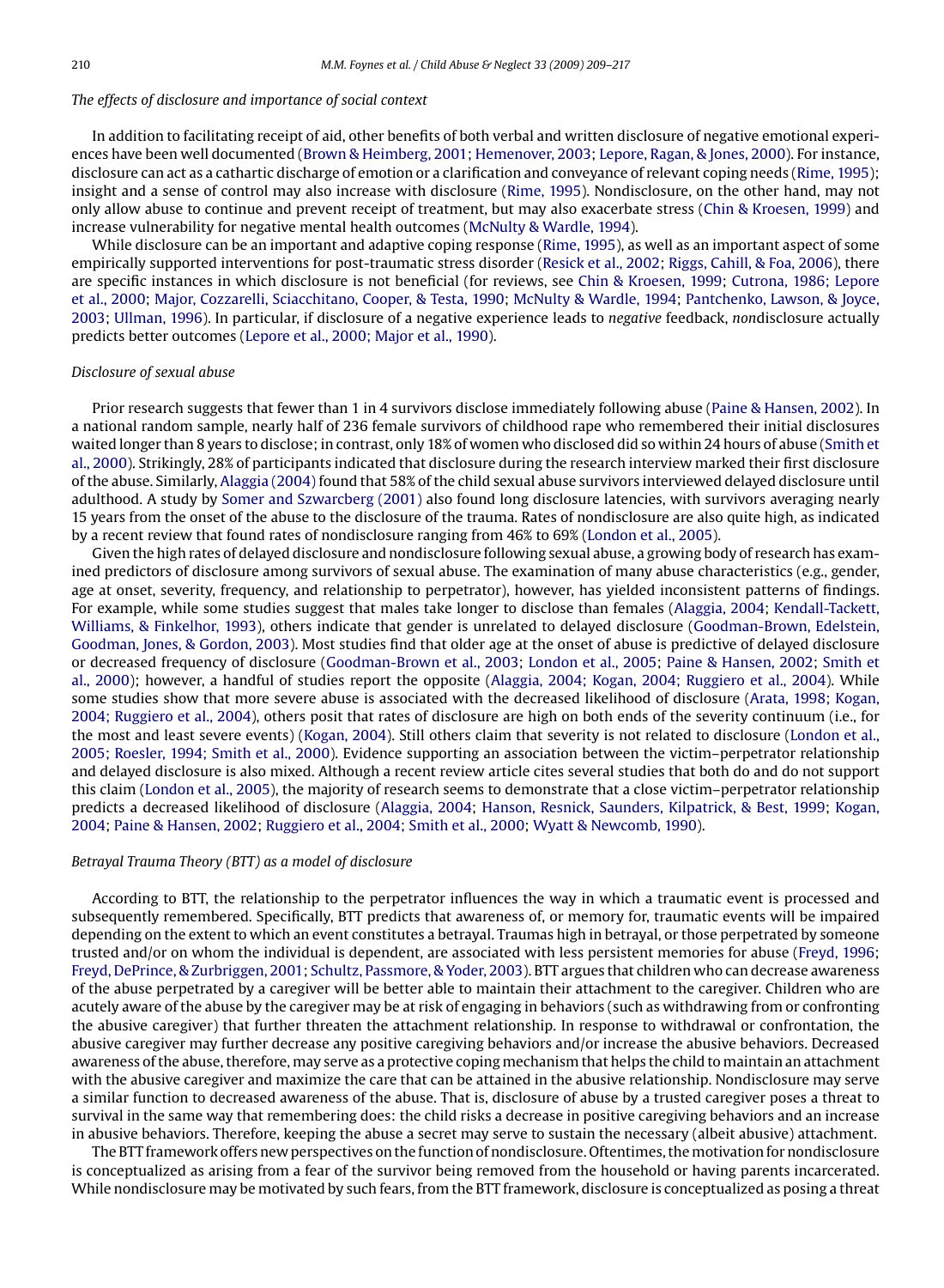### The effects of disclosure and importance of social context

In addition to facilitating receipt of aid, other benefits of both verbal and written disclosure of negative emotional experiences have been well documented (Brown & Heimberg, 2001; Hemenover, 2003; Lepore, Ragan, & Jones, 2000). For instance, disclosure can act as a cathartic discharge of emotion or a clarification and conveyance of relevant coping needs (Rime, 1995); insight and a sense of control may also increase with disclosure (Rime, 1995). Nondisclosure, on the other hand, may not only allow abuse to continue and prevent receipt of treatment, but may also exacerbate stress (Chin & Kroesen, 1999) and increase vulnerability for negative mental health outcomes (McNulty & Wardle, 1994).

While disclosure can be an important and adaptive coping response (Rime, 1995), as well as an important aspect of some empirically supported interventions for post-traumatic stress disorder (Resick et al., 2002; Riggs, Cahill, & Foa, 2006), there are specific instances in which disclosure is not beneficial (for reviews, see Chin & Kroesen, 1999; Cutrona, 1986; Lepore et al., 2000; Major, Cozzarelli, Sciacchitano, Cooper, & Testa, 1990; McNulty & Wardle, 1994; Pantchenko, Lawson, & Joyce, 2003; Ullman, 1996). In particular, if disclosure of a negative experience leads to *negative* feedback, *non*disclosure actually predicts better outcomes (Lepore et al., 2000; Major et al., 1990).

### Disclosure of sexual abuse

Prior research suggests that fewer than 1 in 4 survivors disclose immediately following abuse (Paine & Hansen, 2002). In a national random sample, nearly half of 236 female survivors of childhood rape who remembered their initial disclosures waited longer than 8 years to disclose; in contrast, only 18% of women who disclosed did so within 24 hours of abuse (Smith et al., 2000). Strikingly, 28% of participants indicated that disclosure during the research interview marked their first disclosure of the abuse. Similarly, Alaggia (2004) found that 58% of the child sexual abuse survivors interviewed delayed disclosure until adulthood. A study by Somer and Szwarcberg (2001) also found long disclosure latencies, with survivors averaging nearly 15 years from the onset of the abuse to the disclosure of the trauma. Rates of nondisclosure are also quite high, as indicated by a recent review that found rates of nondisclosure ranging from 46% to 69% (London et al., 2005).

Given the high rates of delayed disclosure and nondisclosure following sexual abuse, a growing body of research has examined predictors of disclosure among survivors of sexual abuse. The examination of many abuse characteristics (e.g., gender, age at onset, severity, frequency, and relationship to perpetrator), however, has yielded inconsistent patterns of findings. For example, while some studies suggest that males take longer to disclose than females (Alaggia, 2004; Kendall-Tackett, Williams, & Finkelhor, 1993), others indicate that gender is unrelated to delayed disclosure (Goodman-Brown, Edelstein, Goodman, Jones, & Gordon, 2003). Most studies find that older age at the onset of abuse is predictive of delayed disclosure or decreased frequency of disclosure (Goodman-Brown et al., 2003; London et al., 2005; Paine & Hansen, 2002; Smith et al., 2000); however, a handful of studies report the opposite (Alaggia, 2004; Kogan, 2004; Ruggiero et al., 2004). While some studies show that more severe abuse is associated with the decreased likelihood of disclosure (Arata, 1998; Kogan, 2004; Ruggiero et al., 2004), others posit that rates of disclosure are high on both ends of the severity continuum (i.e., for the most and least severe events) (Kogan, 2004). Still others claim that severity is not related to disclosure (London et al., 2005; Roesler, 1994; Smith et al., 2000). Evidence supporting an association between the victim–perpetrator relationship and delayed disclosure is also mixed. Although a recent review article cites several studies that both do and do not support this claim (London et al., 2005), the majority of research seems to demonstrate that a close victim–perpetrator relationship predicts a decreased likelihood of disclosure (Alaggia, 2004; Hanson, Resnick, Saunders, Kilpatrick, & Best, 1999; Kogan, 2004; Paine & Hansen, 2002; Ruggiero et al., 2004; Smith et al., 2000; Wyatt & Newcomb, 1990).

### Betrayal Trauma Theory (BTT) as a model of disclosure

According to BTT, the relationship to the perpetrator influences the way in which a traumatic event is processed and subsequently remembered. Specifically, BTT predicts that awareness of, or memory for, traumatic events will be impaired depending on the extent to which an event constitutes a betrayal. Traumas high in betrayal, or those perpetrated by someone trusted and/or on whom the individual is dependent, are associated with less persistent memories for abuse (Freyd, 1996; Freyd, DePrince, & Zurbriggen, 2001; Schultz, Passmore, & Yoder, 2003). BTT argues that children who can decrease awareness of the abuse perpetrated by a caregiver will be better able to maintain their attachment to the caregiver. Children who are acutely aware of the abuse by the caregiver may be at risk of engaging in behaviors (such as withdrawing from or confronting the abusive caregiver) that further threaten the attachment relationship. In response to withdrawal or confrontation, the abusive caregiver may further decrease any positive caregiving behaviors and/or increase the abusive behaviors. Decreased awareness of the abuse, therefore, may serve as a protective coping mechanism that helps the child to maintain an attachment with the abusive caregiver and maximize the care that can be attained in the abusive relationship. Nondisclosure may serve a similar function to decreased awareness of the abuse. That is, disclosure of abuse by a trusted caregiver poses a threat to survival in the same way that remembering does: the child risks a decrease in positive caregiving behaviors and an increase in abusive behaviors. Therefore, keeping the abuse a secret may serve to sustain the necessary (albeit abusive) attachment.

The BTT framework offers new perspectives on the function of nondisclosure. Oftentimes, the motivation for nondisclosure is conceptualized as arising from a fear of the survivor being removed from the household or having parents incarcerated. While nondisclosure may be motivated by such fears, from the BTT framework, disclosure is conceptualized as posing a threat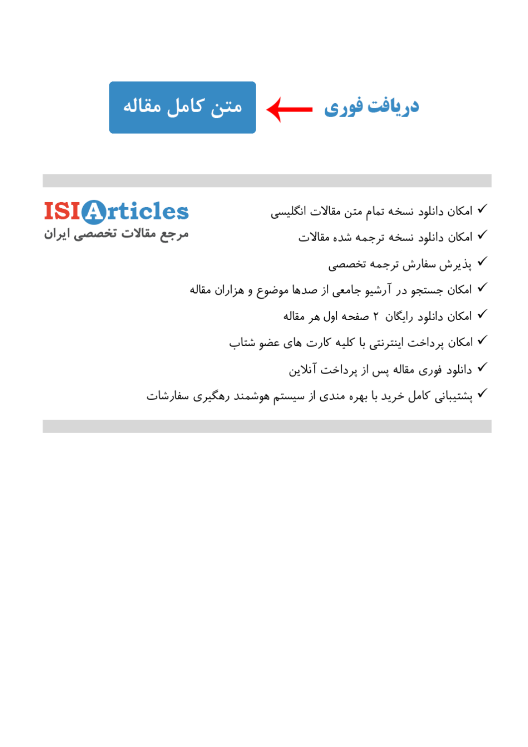دریافت فوری ← **متن کامل مقاله**

**ISIArticles**
مرجع مقالات تخصصی ایران

- ✓ امکان دانلود نسخه تمام متن مقالات انگلیسی
- ✓ امکان دانلود نسخه ترجمه شده مقالات
- ✓ پذیرش سفارش ترجمه تخصصی
- ✓ امکان جستجو در آرشیو جامعی از صدها موضوع و هزاران مقاله
- ✓ امکان دانلود رایگان ۲ صفحه اول هر مقاله
- ✓ امکان پرداخت اینترنتی با کلیه کارت های عضو شتاب
- ✓ دانلود فوری مقاله پس از پرداخت آنلاین
- ✓ پشتیبانی کامل خرید با بهره مندی از سیستم هوشمند رهگیری سفارشات